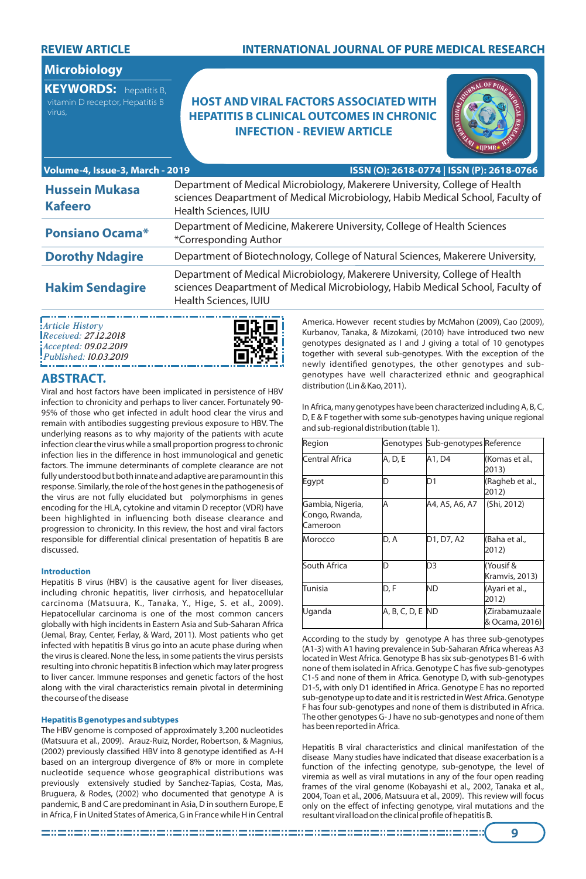REVIEW ARTICLE

INTERNATIONAL JOURNAL OF PURE MEDICAL RESEARCH

**Microbiology**

**KEYWORDS:** hepatitis B, vitamin D receptor, Hepatitis B virus,

# HOST AND VIRAL FACTORS ASSOCIATED WITH HEPATITIS B CLINICAL OUTCOMES IN CHRONIC INFECTION - REVIEW ARTICLE

| | |
|---|---|
| **Hussein Mukasa Kafeero** | Department of Medical Microbiology, Makerere University, College of Health sciences Deapartment of Medical Microbiology, Habib Medical School, Faculty of Health Sciences, IUIU |
| **Ponsiano Ocama*** | Department of Medicine, Makerere University, College of Health Sciences *Corresponding Author |
| **Dorothy Ndagire** | Department of Biotechnology, College of Natural Sciences, Makerere University, |
| **Hakim Sendagire** | Department of Medical Microbiology, Makerere University, College of Health sciences Deapartment of Medical Microbiology, Habib Medical School, Faculty of Health Sciences, IUIU |

*Article History*
*Received: 27.12.2018*
*Accepted: 09.02.2019*
*Published: 10.03.2019*

## ABSTRACT.

Viral and host factors have been implicated in persistence of HBV infection to chronicity and perhaps to liver cancer. Fortunately 90-95% of those who get infected in adult hood clear the virus and remain with antibodies suggesting previous exposure to HBV. The underlying reasons as to why majority of the patients with acute infection clear the virus while a small proportion progress to chronic infection lies in the difference in host immunological and genetic factors. The immune determinants of complete clearance are not fully understood but both innate and adaptive are paramount in this response. Similarly, the role of the host genes in the pathogenesis of the virus are not fully elucidated but polymorphisms in genes encoding for the HLA, cytokine and vitamin D receptor (VDR) have been highlighted in influencing both disease clearance and progression to chronicity. In this review, the host and viral factors responsible for differential clinical presentation of hepatitis B are discussed.

### Introduction

Hepatitis B virus (HBV) is the causative agent for liver diseases, including chronic hepatitis, liver cirrhosis, and hepatocellular carcinoma (Matsuura, K., Tanaka, Y., Hige, S. et al., 2009). Hepatocellular carcinoma is one of the most common cancers globally with high incidents in Eastern Asia and Sub-Saharan Africa (Jemal, Bray, Center, Ferlay, & Ward, 2011). Most patients who get infected with hepatitis B virus go into an acute phase during when the virus is cleared. None the less, in some patients the virus persists resulting into chronic hepatitis B infection which may later progress to liver cancer. Immune responses and genetic factors of the host along with the viral characteristics remain pivotal in determining the course of the disease

### Hepatitis B genotypes and subtypes

The HBV genome is composed of approximately 3,200 nucleotides (Matsuura et al., 2009). Arauz-Ruiz, Norder, Robertson, & Magnius, (2002) previously classified HBV into 8 genotype identified as A-H based on an intergroup divergence of 8% or more in complete nucleotide sequence whose geographical distributions was previously extensively studied by Sanchez-Tapias, Costa, Mas, Bruguera, & Rodes, (2002) who documented that genotype A is pandemic, B and C are predominant in Asia, D in southern Europe, E in Africa, F in United States of America, G in France while H in Central America. However recent studies by McMahon (2009), Cao (2009), Kurbanov, Tanaka, & Mizokami, (2010) have introduced two new genotypes designated as I and J giving a total of 10 genotypes together with several sub-genotypes. With the exception of the newly identified genotypes, the other genotypes and sub-genotypes have well characterized ethnic and geographical distribution (Lin & Kao, 2011).

In Africa, many genotypes have been characterized including A, B, C, D, E & F together with some sub-genotypes having unique regional and sub-regional distribution (table 1).

| Region | Genotypes | Sub-genotypes | Reference |
|---|---|---|---|
| Central Africa | A, D, E | A1, D4 | (Komas et al., 2013) |
| Egypt | D | D1 | (Ragheb et al., 2012) |
| Gambia, Nigeria, Congo, Rwanda, Cameroon | A | A4, A5, A6, A7 | (Shi, 2012) |
| Morocco | D, A | D1, D7, A2 | (Baha et al., 2012) |
| South Africa | D | D3 | (Yousif & Kramvis, 2013) |
| Tunisia | D, F | ND | (Ayari et al., 2012) |
| Uganda | A, B, C, D, E | ND | (Zirabamuzaale & Ocama, 2016) |

According to the study by genotype A has three sub-genotypes (A1-3) with A1 having prevalence in Sub-Saharan Africa whereas A3 located in West Africa. Genotype B has six sub-genotypes B1-6 with none of them isolated in Africa. Genotype C has five sub-genotypes C1-5 and none of them in Africa. Genotype D, with sub-genotypes D1-5, with only D1 identified in Africa. Genotype E has no reported sub-genotype up to date and it is restricted in West Africa. Genotype F has four sub-genotypes and none of them is distributed in Africa. The other genotypes G- J have no sub-genotypes and none of them has been reported in Africa.

Hepatitis B viral characteristics and clinical manifestation of the disease Many studies have indicated that disease exacerbation is a function of the infecting genotype, sub-genotype, the level of viremia as well as viral mutations in any of the four open reading frames of the viral genome (Kobayashi et al., 2002, Tanaka et al., 2004, Toan et al., 2006, Matsuura et al., 2009). This review will focus only on the effect of infecting genotype, viral mutations and the resultant viral load on the clinical profile of hepatitis B.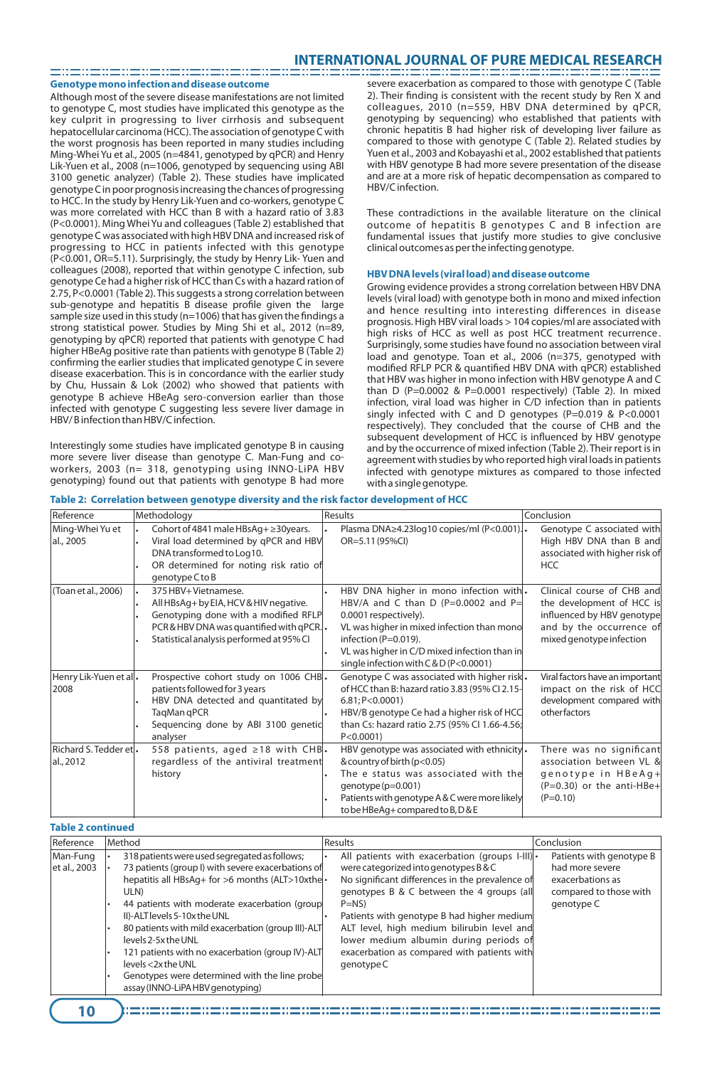### Genotype mono infection and disease outcome

Although most of the severe disease manifestations are not limited to genotype C, most studies have implicated this genotype as the key culprit in progressing to liver cirrhosis and subsequent hepatocellular carcinoma (HCC). The association of genotype C with the worst prognosis has been reported in many studies including Ming-Whei Yu et al., 2005 (n=4841, genotyped by qPCR) and Henry Lik-Yuen et al., 2008 (n=1006, genotyped by sequencing using ABI 3100 genetic analyzer) (Table 2). These studies have implicated genotype C in poor prognosis increasing the chances of progressing to HCC. In the study by Henry Lik-Yuen and co-workers, genotype C was more correlated with HCC than B with a hazard ratio of 3.83 (P<0.0001). Ming Whei Yu and colleagues (Table 2) established that genotype C was associated with high HBV DNA and increased risk of progressing to HCC in patients infected with this genotype (P<0.001, OR=5.11). Surprisingly, the study by Henry Lik- Yuen and colleagues (2008), reported that within genotype C infection, sub genotype Ce had a higher risk of HCC than Cs with a hazard ration of 2.75, P<0.0001 (Table 2). This suggests a strong correlation between sub-genotype and hepatitis B disease profile given the large sample size used in this study (n=1006) that has given the findings a strong statistical power. Studies by Ming Shi et al., 2012 (n=89, genotyping by qPCR) reported that patients with genotype C had higher HBeAg positive rate than patients with genotype B (Table 2) confirming the earlier studies that implicated genotype C in severe disease exacerbation. This is in concordance with the earlier study by Chu, Hussain & Lok (2002) who showed that patients with genotype B achieve HBeAg sero-conversion earlier than those infected with genotype C suggesting less severe liver damage in HBV/B infection than HBV/C infection.

Interestingly some studies have implicated genotype B in causing more severe liver disease than genotype C. Man-Fung and co-workers, 2003 (n= 318, genotyping using INNO-LiPA HBV genotyping) found out that patients with genotype B had more severe exacerbation as compared to those with genotype C (Table 2). Their finding is consistent with the recent study by Ren X and colleagues, 2010 (n=559, HBV DNA determined by qPCR, genotyping by sequencing) who established that patients with chronic hepatitis B had higher risk of developing liver failure as compared to those with genotype C (Table 2). Related studies by Yuen et al., 2003 and Kobayashi et al., 2002 established that patients with HBV genotype B had more severe presentation of the disease and are at a more risk of hepatic decompensation as compared to HBV/C infection.

These contradictions in the available literature on the clinical outcome of hepatitis B genotypes C and B infection are fundamental issues that justify more studies to give conclusive clinical outcomes as per the infecting genotype.

### HBV DNA levels (viral load) and disease outcome

Growing evidence provides a strong correlation between HBV DNA levels (viral load) with genotype both in mono and mixed infection and hence resulting into interesting differences in disease prognosis. High HBV viral loads > 104 copies/ml are associated with high risks of HCC as well as post HCC treatment recurrence. Surprisingly, some studies have found no association between viral load and genotype. Toan et al., 2006 (n=375, genotyped with modified RFLP PCR & quantified HBV DNA with qPCR) established that HBV was higher in mono infection with HBV genotype A and C than D (P=0.0002 & P=0.0001 respectively) (Table 2). In mixed infection, viral load was higher in C/D infection than in patients singly infected with C and D genotypes (P=0.019 & P<0.0001 respectively). They concluded that the course of CHB and the subsequent development of HCC is influenced by HBV genotype and by the occurrence of mixed infection (Table 2). Their report is in agreement with studies by who reported high viral loads in patients infected with genotype mixtures as compared to those infected with a single genotype.

**Table 2: Correlation between genotype diversity and the risk factor development of HCC**

| Reference | Methodology | Results | Conclusion |
|---|---|---|---|
| Ming-Whei Yu et al., 2005 | • Cohort of 4841 male HBsAg+ ≥30years.<br>• Viral load determined by qPCR and HBV DNA transformed to Log10.<br>• OR determined for noting risk ratio of genotype C to B | • Plasma DNA≥4.23log10 copies/ml (P<0.001). OR=5.11 (95%CI) | • Genotype C associated with High HBV DNA than B and associated with higher risk of HCC |
| (Toan et al., 2006) | • 375 HBV+ Vietnamese.<br>• All HBsAg+ by EIA, HCV & HIV negative.<br>• Genotyping done with a modified RFLP PCR & HBV DNA was quantified with qPCR.<br>• Statistical analysis performed at 95% CI | • HBV DNA higher in mono infection with HBV/A and C than D (P=0.0002 and P= 0.0001 respectively).<br>• VL was higher in mixed infection than mono infection (P=0.019).<br>• VL was higher in C/D mixed infection than in single infection with C & D (P<0.0001) | • Clinical course of CHB and the development of HCC is influenced by HBV genotype and by the occurrence of mixed genotype infection |
| Henry Lik-Yuen et al 2008 | • Prospective cohort study on 1006 CHB patients followed for 3 years<br>• HBV DNA detected and quantitated by TaqMan qPCR<br>• Sequencing done by ABI 3100 genetic analyser | • Genotype C was associated with higher risk of HCC than B: hazard ratio 3.83 (95% CI 2.15-6.81; P<0.0001)<br>• HBV/B genotype Ce had a higher risk of HCC than Cs: hazard ratio 2.75 (95% CI 1.66-4.56; P<0.0001) | • Viral factors have an important impact on the risk of HCC development compared with other factors |
| Richard S. Tedder et al., 2012 | • 558 patients, aged ≥18 with CHB regardless of the antiviral treatment history | • HBV genotype was associated with ethnicity & country of birth (p<0.05)<br>• The e status was associated with the genotype (p=0.001)<br>• Patients with genotype A & C were more likely to be HBeAg+ compared to B, D & E | • There was no significant association between VL & genotype in HBeAg+ (P=0.30) or the anti-HBe+ (P=0.10) |

**Table 2 continued**

| Reference | Method | Results | Conclusion |
|---|---|---|---|
| Man-Fung et al., 2003 | • 318 patients were used segregated as follows;<br>• 73 patients (group I) with severe exacerbations of hepatitis all HBsAg+ for >6 months (ALT>10x the ULN)<br>• 44 patients with moderate exacerbation (group II)-ALT levels 5-10x the UNL<br>• 80 patients with mild exacerbation (group III)-ALT levels 2-5x the UNL<br>• 121 patients with no exacerbation (group IV)-ALT levels <2x the UNL<br>• Genotypes were determined with the line probe assay (INNO-LiPA HBV genotyping) | • All patients with exacerbation (groups I-III) were categorized into genotypes B & C<br>• No significant differences in the prevalence of genotypes B & C between the 4 groups (all P=NS)<br>• Patients with genotype B had higher medium ALT level, high medium bilirubin level and lower medium albumin during periods of exacerbation as compared with patients with genotype C | • Patients with genotype B had more severe exacerbations as compared to those with genotype C |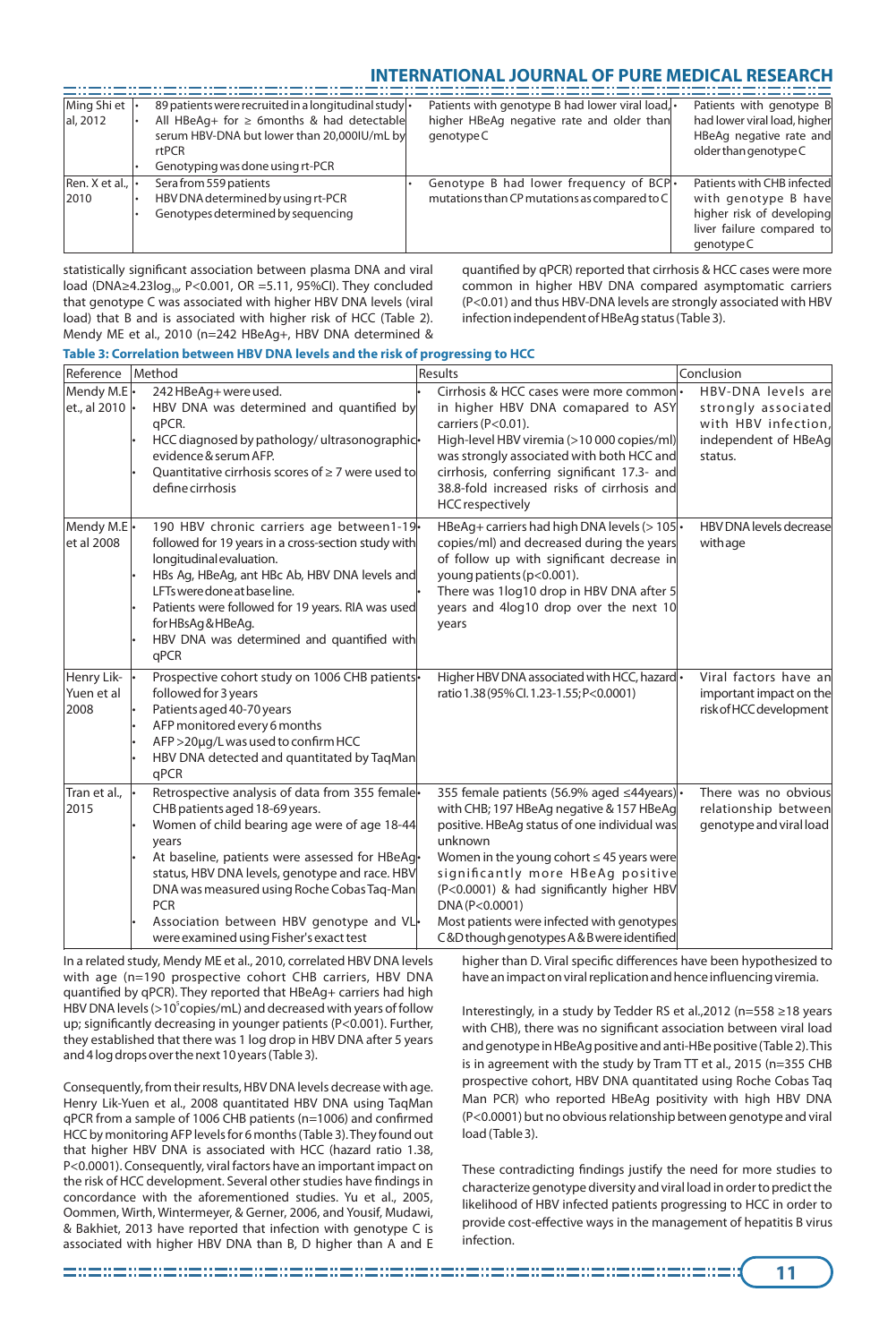| | | | |
|---|---|---|---|
| Ming Shi et al, 2012 | • 89 patients were recruited in a longitudinal study<br>• All HBeAg+ for ≥ 6months & had detectable serum HBV-DNA but lower than 20,000IU/mL by rtPCR<br>• Genotyping was done using rt-PCR | • Patients with genotype B had lower viral load, higher HBeAg negative rate and older than genotype C | • Patients with genotype B had lower viral load, higher HBeAg negative rate and older than genotype C |
| Ren. X et al., 2010 | • Sera from 559 patients<br>• HBV DNA determined by using rt-PCR<br>• Genotypes determined by sequencing | • Genotype B had lower frequency of BCP mutations than CP mutations as compared to C | • Patients with CHB infected with genotype B have higher risk of developing liver failure compared to genotype C |

statistically significant association between plasma DNA and viral load (DNA≥4.23$\log_{10}$, P<0.001, OR =5.11, 95%CI). They concluded that genotype C was associated with higher HBV DNA levels (viral load) that B and is associated with higher risk of HCC (Table 2). Mendy ME et al., 2010 (n=242 HBeAg+, HBV DNA determined & quantified by qPCR) reported that cirrhosis & HCC cases were more common in higher HBV DNA compared asymptomatic carriers (P<0.01) and thus HBV-DNA levels are strongly associated with HBV infection independent of HBeAg status (Table 3).

**Table 3: Correlation between HBV DNA levels and the risk of progressing to HCC**

| Reference | Method | Results | Conclusion |
|---|---|---|---|
| Mendy M.E et., al 2010 | • 242 HBeAg+ were used.<br>• HBV DNA was determined and quantified by qPCR.<br>• HCC diagnosed by pathology/ ultrasonographic evidence & serum AFP.<br>• Quantitative cirrhosis scores of ≥ 7 were used to define cirrhosis | • Cirrhosis & HCC cases were more common in higher HBV DNA comapared to ASY carriers (P<0.01).<br>High-level HBV viremia (>10 000 copies/ml) was strongly associated with both HCC and cirrhosis, conferring significant 17.3- and 38.8-fold increased risks of cirrhosis and HCC respectively | • HBV-DNA levels are strongly associated with HBV infection, independent of HBeAg status. |
| Mendy M.E et al 2008 | • 190 HBV chronic carriers age between1-19 followed for 19 years in a cross-section study with longitudinal evaluation.<br>• HBs Ag, HBeAg, ant HBc Ab, HBV DNA levels and LFTs were done at base line.<br>• Patients were followed for 19 years. RIA was used for HBsAg & HBeAg.<br>• HBV DNA was determined and quantified with qPCR | • HBeAg+ carriers had high DNA levels (> 105 copies/ml) and decreased during the years of follow up with significant decrease in young patients (p<0.001).<br>• There was 1log10 drop in HBV DNA after 5 years and 4log10 drop over the next 10 years | • HBV DNA levels decrease with age |
| Henry Lik-Yuen et al 2008 | • Prospective cohort study on 1006 CHB patients followed for 3 years<br>• Patients aged 40-70 years<br>• AFP monitored every 6 months<br>• AFP >20µg/L was used to confirm HCC<br>• HBV DNA detected and quantitated by TaqMan qPCR | • Higher HBV DNA associated with HCC, hazard ratio 1.38 (95% CI. 1.23-1.55; P<0.0001) | • Viral factors have an important impact on the risk of HCC development |
| Tran et al., 2015 | • Retrospective analysis of data from 355 female CHB patients aged 18-69 years.<br>• Women of child bearing age were of age 18-44 years<br>• At baseline, patients were assessed for HBeAg status, HBV DNA levels, genotype and race. HBV DNA was measured using Roche Cobas Taq-Man PCR<br>• Association between HBV genotype and VL were examined using Fisher's exact test | • 355 female patients (56.9% aged ≤44years) with CHB; 197 HBeAg negative & 157 HBeAg positive. HBeAg status of one individual was unknown<br>• Women in the young cohort ≤ 45 years were significantly more HBeAg positive (P<0.0001) & had significantly higher HBV DNA (P<0.0001)<br>• Most patients were infected with genotypes C&D though genotypes A & B were identified | • There was no obvious relationship between genotype and viral load |

In a related study, Mendy ME et al., 2010, correlated HBV DNA levels with age (n=190 prospective cohort CHB carriers, HBV DNA quantified by qPCR). They reported that HBeAg+ carriers had high HBV DNA levels (>$10^5$copies/mL) and decreased with years of follow up; significantly decreasing in younger patients (P<0.001). Further, they established that there was 1 log drop in HBV DNA after 5 years and 4 log drops over the next 10 years (Table 3).

Consequently, from their results, HBV DNA levels decrease with age. Henry Lik-Yuen et al., 2008 quantitated HBV DNA using TaqMan qPCR from a sample of 1006 CHB patients (n=1006) and confirmed HCC by monitoring AFP levels for 6 months (Table 3). They found out that higher HBV DNA is associated with HCC (hazard ratio 1.38, P<0.0001). Consequently, viral factors have an important impact on the risk of HCC development. Several other studies have findings in concordance with the aforementioned studies. Yu et al., 2005, Oommen, Wirth, Wintermeyer, & Gerner, 2006, and Yousif, Mudawi, & Bakhiet, 2013 have reported that infection with genotype C is associated with higher HBV DNA than B, D higher than A and E higher than D. Viral specific differences have been hypothesized to have an impact on viral replication and hence influencing viremia.

Interestingly, in a study by Tedder RS et al.,2012 (n=558 ≥18 years with CHB), there was no significant association between viral load and genotype in HBeAg positive and anti-HBe positive (Table 2). This is in agreement with the study by Tram TT et al., 2015 (n=355 CHB prospective cohort, HBV DNA quantified using Roche Cobas Taq Man PCR) who reported HBeAg positivity with high HBV DNA (P<0.0001) but no obvious relationship between genotype and viral load (Table 3).

These contradicting findings justify the need for more studies to characterize genotype diversity and viral load in order to predict the likelihood of HBV infected patients progressing to HCC in order to provide cost-effective ways in the management of hepatitis B virus infection.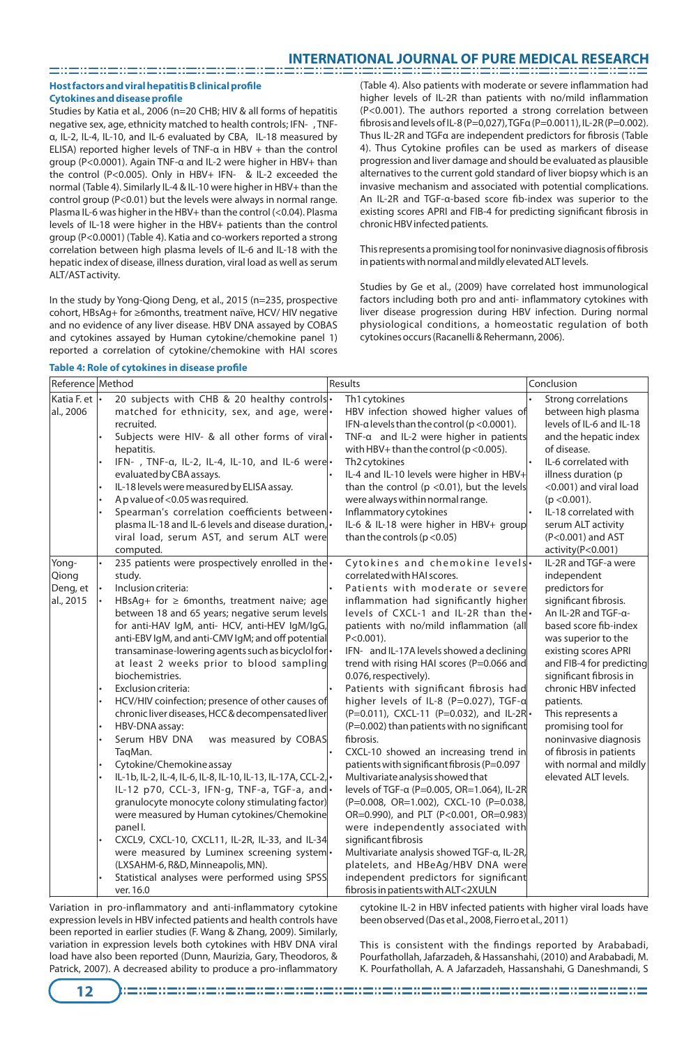**Host factors and viral hepatitis B clinical profile**

**Cytokines and disease profile**

Studies by Katia et al., 2006 (n=20 CHB; HIV & all forms of hepatitis negative sex, age, ethnicity matched to health controls; IFN- , TNF-α, IL-2, IL-4, IL-10, and IL-6 evaluated by CBA, IL-18 measured by ELISA) reported higher levels of TNF-α in HBV + than the control group (P<0.0001). Again TNF-α and IL-2 were higher in HBV+ than the control (P<0.005). Only in HBV+ IFN- & IL-2 exceeded the normal (Table 4). Similarly IL-4 & IL-10 were higher in HBV+ than the control group (P<0.01) but the levels were always in normal range. Plasma IL-6 was higher in the HBV+ than the control (<0.04). Plasma levels of IL-18 were higher in the HBV+ patients than the control group (P<0.0001) (Table 4). Katia and co-workers reported a strong correlation between high plasma levels of IL-6 and IL-18 with the hepatic index of disease, illness duration, viral load as well as serum ALT/AST activity.

In the study by Yong-Qiong Deng, et al., 2015 (n=235, prospective cohort, HBsAg+ for ≥6months, treatment naïve, HCV/ HIV negative and no evidence of any liver disease. HBV DNA assayed by COBAS and cytokines assayed by Human cytokine/chemokine panel 1) reported a correlation of cytokine/chemokine with HAI scores (Table 4). Also patients with moderate or severe inflammation had higher levels of IL-2R than patients with no/mild inflammation (P<0.001). The authors reported a strong correlation between fibrosis and levels of IL-8 (P=0,027), TGFα (P=0.0011), IL-2R (P=0.002). Thus IL-2R and TGFα are independent predictors for fibrosis (Table 4). Thus Cytokine profiles can be used as markers of disease progression and liver damage and should be evaluated as plausible alternatives to the current gold standard of liver biopsy which is an invasive mechanism and associated with potential complications. An IL-2R and TGF-α-based score fib-index was superior to the existing scores APRI and FIB-4 for predicting significant fibrosis in chronic HBV infected patients.

This represents a promising tool for noninvasive diagnosis of fibrosis in patients with normal and mildly elevated ALT levels.

Studies by Ge et al., (2009) have correlated host immunological factors including both pro and anti- inflammatory cytokines with liver disease progression during HBV infection. During normal physiological conditions, a homeostatic regulation of both cytokines occurs (Racanelli & Rehermann, 2006).

**Table 4: Role of cytokines in disease profile**

| Reference | Method | Results | Conclusion |
|---|---|---|---|
| Katia F. et al., 2006 | • 20 subjects with CHB & 20 healthy controls matched for ethnicity, sex, and age, were recruited.<br>• Subjects were HIV- & all other forms of viral hepatitis.<br>• IFN- , TNF-α, IL-2, IL-4, IL-10, and IL-6 were evaluated by CBA assays.<br>• IL-18 levels were measured by ELISA assay.<br>• A p value of <0.05 was required.<br>• Spearman's correlation coefficients between plasma IL-18 and IL-6 levels and disease duration, viral load, serum AST, and serum ALT were computed. | • Th1 cytokines<br>• HBV infection showed higher values of IFN-α levels than the control (p <0.0001).<br>• TNF-α and IL-2 were higher in patients with HBV+ than the control (p <0.005).<br>• Th2 cytokines<br>• IL-4 and IL-10 levels were higher in HBV+ than the control (p <0.01), but the levels were always within normal range.<br>• Inflammatory cytokines<br>• IL-6 & IL-18 were higher in HBV+ group than the controls (p <0.05) | • Strong correlations between high plasma levels of IL-6 and IL-18 and the hepatic index of disease.<br>• IL-6 correlated with illness duration (p <0.001) and viral load (p <0.001).<br>• IL-18 correlated with serum ALT activity (P<0.001) and AST activity(P<0.001) |
| Yong-Qiong Deng, et al., 2015 | • 235 patients were prospectively enrolled in the study.<br>• Inclusion criteria:<br>• HBsAg+ for ≥ 6months, treatment naive; age between 18 and 65 years; negative serum levels for anti-HAV IgM, anti- HCV, anti-HEV IgM/IgG, anti-EBV IgM, and anti-CMV IgM; and off potential transaminase-lowering agents such as bicyclol for at least 2 weeks prior to blood sampling biochemistries.<br>• Exclusion criteria:<br>• HCV/HIV coinfection; presence of other causes of chronic liver diseases, HCC & decompensated liver<br>• HBV-DNA assay:<br>• Serum HBV DNA was measured by COBAS TaqMan.<br>• Cytokine/Chemokine assay<br>• IL-1b, IL-2, IL-4, IL-6, IL-8, IL-10, IL-13, IL-17A, CCL-2, IL-12 p70, CCL-3, IFN-g, TNF-a, TGF-a, and granulocyte monocyte colony stimulating factor) were measured by Human cytokines/Chemokine panel I.<br>• CXCL9, CXCL-10, CXCL11, IL-2R, IL-33, and IL-34 were measured by Luminex screening system (LXSAHM-6, R&D, Minneapolis, MN).<br>• Statistical analyses were performed using SPSS ver. 16.0 | • Cytokines and chemokine levels correlated with HAI scores.<br>• Patients with moderate or severe inflammation had significantly higher levels of CXCL-1 and IL-2R than the patients with no/mild inflammation (all P<0.001).<br>• IFN- and IL-17A levels showed a declining trend with rising HAI scores (P=0.066 and 0.076, respectively).<br>• Patients with significant fibrosis had higher levels of IL-8 (P=0.027), TGF-α (P=0.011), CXCL-11 (P=0.032), and IL-2R (P=0.002) than patients with no significant fibrosis.<br>• CXCL-10 showed an increasing trend in patients with significant fibrosis (P=0.097<br>• Multivariate analysis showed that levels of TGF-α (P=0.005, OR=1.064), IL-2R (P=0.008, OR=1.002), CXCL-10 (P=0.038, OR=0.990), and PLT (P<0.001, OR=0.983) were independently associated with significant fibrosis<br>• Multivariate analysis showed TGF-α, IL-2R, platelets, and HBeAg/HBV DNA were independent predictors for significant fibrosis in patients with ALT<2XULN | • IL-2R and TGF-a were independent predictors for significant fibrosis.<br>• An IL-2R and TGF-α-based score fib-index was superior to the existing scores APRI and FIB-4 for predicting significant fibrosis in chronic HBV infected patients.<br>• This represents a promising tool for noninvasive diagnosis of fibrosis in patients with normal and mildly elevated ALT levels. |

Variation in pro-inflammatory and anti-inflammatory cytokine expression levels in HBV infected patients and health controls have been reported in earlier studies (F. Wang & Zhang, 2009). Similarly, variation in expression levels both cytokines with HBV DNA viral load have also been reported (Dunn, Maurizia, Gary, Theodoros, & Patrick, 2007). A decreased ability to produce a pro-inflammatory cytokine IL-2 in HBV infected patients with higher viral loads have been observed (Das et al., 2008, Fierro et al., 2011)

This is consistent with the findings reported by Arababadi, Pourfathollah, Jafarzadeh, & Hassanshahi, (2010) and Arababadi, M. K. Pourfathollah, A. A Jafarzadeh, Hassanshahi, G Daneshmandi, S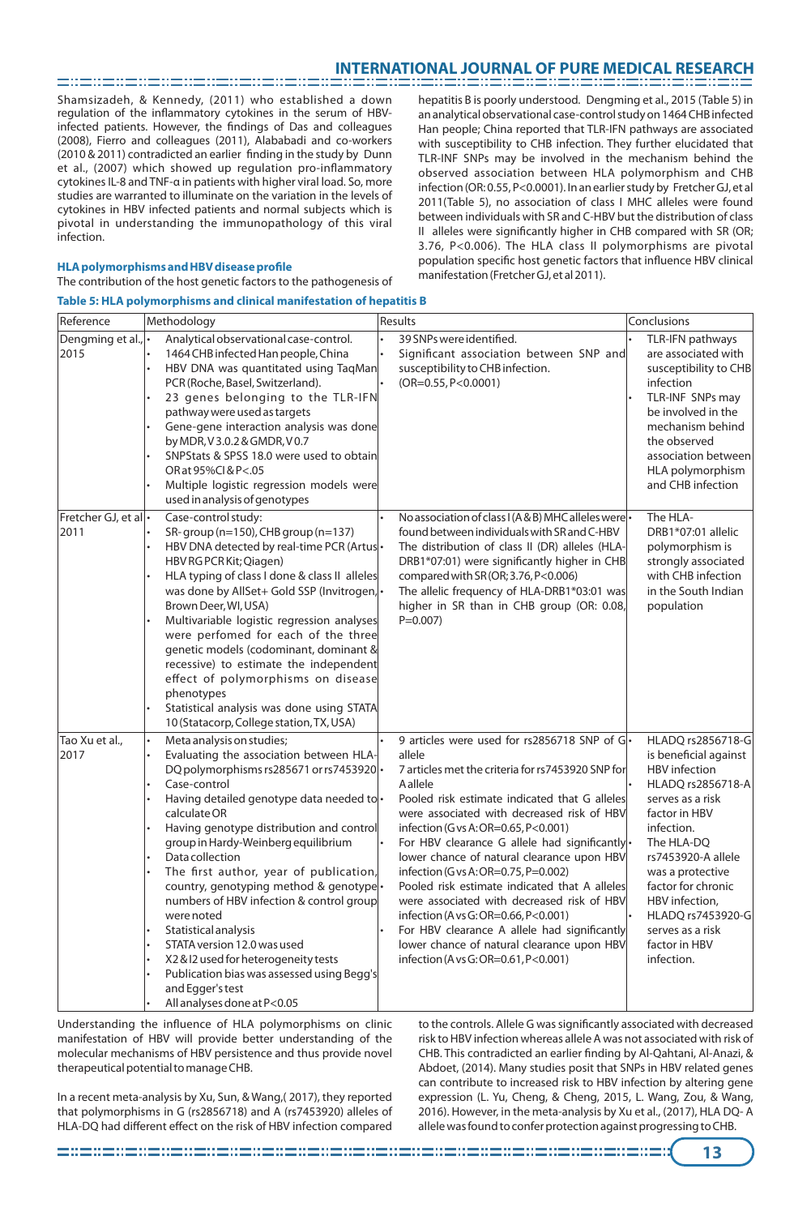Shamsizadeh, & Kennedy, (2011) who established a down regulation of the inflammatory cytokines in the serum of HBV-infected patients. However, the findings of Das and colleagues (2008), Fierro and colleagues (2011), Alababadi and co-workers (2010 & 2011) contradicted an earlier finding in the study by Dunn et al., (2007) which showed up regulation pro-inflammatory cytokines IL-8 and TNF-α in patients with higher viral load. So, more studies are warranted to illuminate on the variation in the levels of cytokines in HBV infected patients and normal subjects which is pivotal in understanding the immunopathology of this viral infection.

**HLA polymorphisms and HBV disease profile**

The contribution of the host genetic factors to the pathogenesis of hepatitis B is poorly understood. Dengming et al., 2015 (Table 5) in an analytical observational case-control study on 1464 CHB infected Han people; China reported that TLR-IFN pathways are associated with susceptibility to CHB infection. They further elucidated that TLR-INF SNPs may be involved in the mechanism behind the observed association between HLA polymorphism and CHB infection (OR: 0.55, P<0.0001). In an earlier study by Fretcher GJ, et al 2011(Table 5), no association of class I MHC alleles were found between individuals with SR and C-HBV but the distribution of class II alleles were significantly higher in CHB compared with SR (OR; 3.76, P<0.006). The HLA class II polymorphisms are pivotal population specific host genetic factors that influence HBV clinical manifestation (Fretcher GJ, et al 2011).

**Table 5: HLA polymorphisms and clinical manifestation of hepatitis B**

| Reference | Methodology | Results | Conclusions |
|---|---|---|---|
| Dengming et al., 2015 | • Analytical observational case-control.<br>• 1464 CHB infected Han people, China<br>• HBV DNA was quantitated using TaqMan PCR (Roche, Basel, Switzerland).<br>• 23 genes belonging to the TLR-IFN pathway were used as targets<br>• Gene-gene interaction analysis was done by MDR, V 3.0.2 & GMDR, V 0.7<br>• SNPStats & SPSS 18.0 were used to obtain OR at 95%CI & P<.05<br>• Multiple logistic regression models were used in analysis of genotypes | • 39 SNPs were identified.<br>• Significant association between SNP and susceptibility to CHB infection.<br>• (OR=0.55, P<0.0001) | • TLR-IFN pathways are associated with susceptibility to CHB infection<br>• TLR-INF SNPs may be involved in the mechanism behind the observed association between HLA polymorphism and CHB infection |
| Fretcher GJ, et al 2011 | • Case-control study:<br>• SR- group (n=150), CHB group (n=137)<br>• HBV DNA detected by real-time PCR (Artus HBV RG PCR Kit; Qiagen)<br>• HLA typing of class I done & class II alleles was done by AllSet+ Gold SSP (Invitrogen, Brown Deer, WI, USA)<br>• Multivariable logistic regression analyses were perfomed for each of the three genetic models (codominant, dominant & recessive) to estimate the independent effect of polymorphisms on disease phenotypes<br>• Statistical analysis was done using STATA 10 (Statacorp, College station, TX, USA) | • No association of class I (A & B) MHC alleles were found between individuals with SR and C-HBV<br>• The distribution of class II (DR) alleles (HLA-DRB1*07:01) were significantly higher in CHB compared with SR (OR; 3.76, P<0.006)<br>• The allelic frequency of HLA-DRB1*03:01 was higher in SR than in CHB group (OR: 0.08, P=0.007) | • The HLA-DRB1*07:01 allelic polymorphism is strongly associated with CHB infection in the South Indian population |
| Tao Xu et al., 2017 | • Meta analysis on studies;<br>• Evaluating the association between HLA-DQ polymorphisms rs285671 or rs7453920<br>• Case-control<br>• Having detailed genotype data needed to calculate OR<br>• Having genotype distribution and control group in Hardy-Weinberg equilibrium<br>• Data collection<br>• The first author, year of publication, country, genotyping method & genotype numbers of HBV infection & control group were noted<br>• Statistical analysis<br>• STATA version 12.0 was used<br>• X2 & I2 used for heterogeneity tests<br>• Publication bias was assessed using Begg's and Egger's test<br>• All analyses done at P<0.05 | • 9 articles were used for rs2856718 SNP of G allele<br>• 7 articles met the criteria for rs7453920 SNP for A allele<br>• Pooled risk estimate indicated that G alleles were associated with decreased risk of HBV infection (G vs A: OR=0.65, P<0.001)<br>• For HBV clearance G allele had significantly lower chance of natural clearance upon HBV infection (G vs A: OR=0.75, P=0.002)<br>• Pooled risk estimate indicated that A alleles were associated with decreased risk of HBV infection (A vs G: OR=0.66, P<0.001)<br>• For HBV clearance A allele had significantly lower chance of natural clearance upon HBV infection (A vs G: OR=0.61, P<0.001) | • HLADQ rs2856718-G is beneficial against HBV infection<br>• HLADQ rs2856718-A serves as a risk factor in HBV infection.<br>• The HLA-DQ rs7453920-A allele was a protective factor for chronic HBV infection,<br>• HLADQ rs7453920-G serves as a risk factor in HBV infection. |

Understanding the influence of HLA polymorphisms on clinic manifestation of HBV will provide better understanding of the molecular mechanisms of HBV persistence and thus provide novel therapeutical potential to manage CHB.

In a recent meta-analysis by Xu, Sun, & Wang,( 2017), they reported that polymorphisms in G (rs2856718) and A (rs7453920) alleles of HLA-DQ had different effect on the risk of HBV infection compared to the controls. Allele G was significantly associated with decreased risk to HBV infection whereas allele A was not associated with risk of CHB. This contradicted an earlier finding by Al-Qahtani, Al-Anazi, & Abdoet, (2014). Many studies posit that SNPs in HBV related genes can contribute to increased risk to HBV infection by altering gene expression (L. Yu, Cheng, & Cheng, 2015, L. Wang, Zou, & Wang, 2016). However, in the meta-analysis by Xu et al., (2017), HLA DQ- A allele was found to confer protection against progressing to CHB.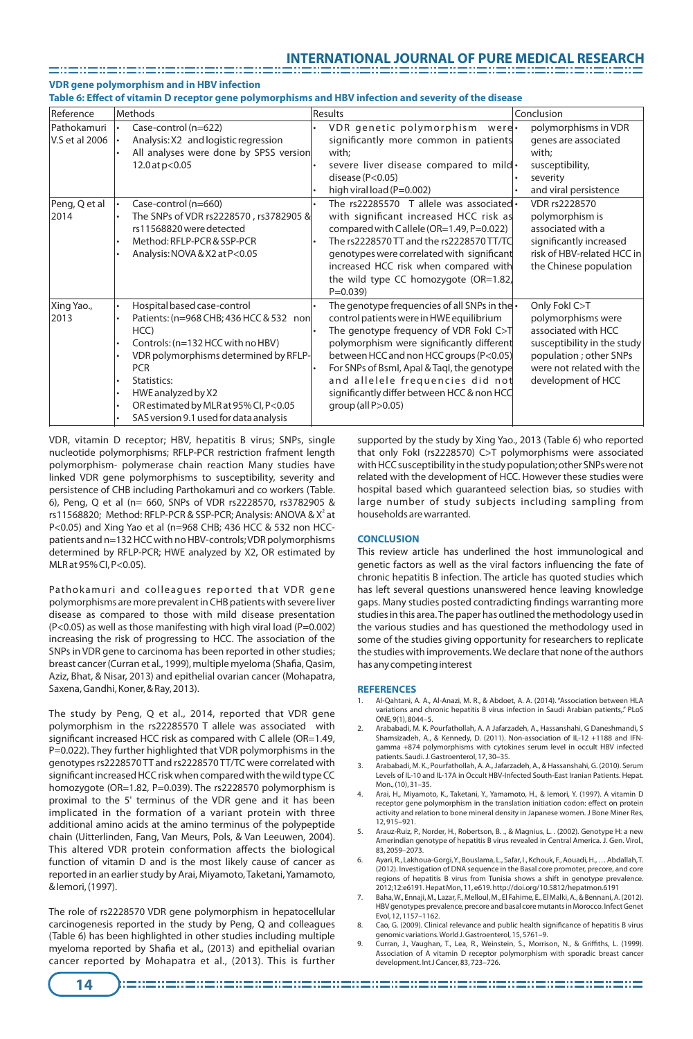### VDR gene polymorphism and in HBV infection

**Table 6: Effect of vitamin D receptor gene polymorphisms and HBV infection and severity of the disease**

| Reference | Methods | Results | Conclusion |
|---|---|---|---|
| Pathokamuri V.S et al 2006 | • Case-control (n=622)<br>• Analysis: X2 and logistic regression<br>• All analyses were done by SPSS version 12.0 at p<0.05 | • VDR genetic polymorphism were significantly more common in patients with;<br>• severe liver disease compared to mild disease (P<0.05)<br>• high viral load (P=0.002) | • polymorphisms in VDR genes are associated with;<br>• susceptibility,<br>• severity<br>• and viral persistence |
| Peng, Q et al 2014 | • Case-control (n=660)<br>• The SNPs of VDR rs2228570 , rs3782905 & rs11568820 were detected<br>• Method: RFLP-PCR & SSP-PCR<br>• Analysis: NOVA & X2 at P<0.05 | • The rs22285570 T allele was associated with significant increased HCC risk as compared with C allele (OR=1.49, P=0.022)<br>• The rs2228570 TT and the rs2228570 TT/TC genotypes were correlated with significant increased HCC risk when compared with the wild type CC homozygote (OR=1.82, P=0.039) | • VDR rs2228570 polymorphism is associated with a significantly increased risk of HBV-related HCC in the Chinese population |
| Xing Yao., 2013 | • Hospital based case-control<br>• Patients: (n=968 CHB; 436 HCC & 532 non HCC)<br>• Controls: (n=132 HCC with no HBV)<br>• VDR polymorphisms determined by RFLP-PCR<br>• Statistics:<br>• HWE analyzed by X2<br>• OR estimated by MLR at 95% CI, P<0.05<br>• SAS version 9.1 used for data analysis | • The genotype frequencies of all SNPs in the control patients were in HWE equilibrium<br>• The genotype frequency of VDR FokI C>T polymorphism were significantly different between HCC and non HCC groups (P<0.05)<br>• For SNPs of BsmI, ApaI & TaqI, the genotype and allelele frequencies did not significantly differ between HCC & non HCC group (all P>0.05) | • Only FokI C>T polymorphisms were associated with HCC susceptibility in the study population ; other SNPs were not related with the development of HCC |

VDR, vitamin D receptor; HBV, hepatitis B virus; SNPs, single nucleotide polymorphisms; RFLP-PCR restriction frafment length polymorphism- polymerase chain reaction Many studies have linked VDR gene polymorphisms to susceptibility, severity and persistence of CHB including Parthokamuri and co workers (Table. 6), Peng, Q et al (n= 660, SNPs of VDR rs2228570, rs3782905 & rs11568820; Method: RFLP-PCR & SSP-PCR; Analysis: ANOVA & $X^2$ at P<0.05) and Xing Yao et al (n=968 CHB; 436 HCC & 532 non HCC-patients and n=132 HCC with no HBV-controls; VDR polymorphisms determined by RFLP-PCR; HWE analyzed by X2, OR estimated by MLR at 95% CI, P<0.05).

Pathokamuri and colleagues reported that VDR gene polymorphisms are more prevalent in CHB patients with severe liver disease as compared to those with mild disease presentation (P<0.05) as well as those manifesting with high viral load (P=0.002) increasing the risk of progressing to HCC. The association of the SNPs in VDR gene to carcinoma has been reported in other studies; breast cancer (Curran et al., 1999), multiple myeloma (Shafia, Qasim, Aziz, Bhat, & Nisar, 2013) and epithelial ovarian cancer (Mohapatra, Saxena, Gandhi, Koner, & Ray, 2013).

The study by Peng, Q et al., 2014, reported that VDR gene polymorphism in the rs22285570 T allele was associated with significant increased HCC risk as compared with C allele (OR=1.49, P=0.022). They further highlighted that VDR polymorphisms in the genotypes rs2228570 TT and rs2228570 TT/TC were correlated with significant increased HCC risk when compared with the wild type CC homozygote (OR=1.82, P=0.039). The rs2228570 polymorphism is proximal to the 5' terminus of the VDR gene and it has been implicated in the formation of a variant protein with three additional amino acids at the amino terminus of the polypeptide chain (Uitterlinden, Fang, Van Meurs, Pols, & Van Leeuwen, 2004). This altered VDR protein conformation affects the biological function of vitamin D and is the most likely cause of cancer as reported in an earlier study by Arai, Miyamoto, Taketani, Yamamoto, & Iemori, (1997).

The role of rs2228570 VDR gene polymorphism in hepatocellular carcinogenesis reported in the study by Peng, Q and colleagues (Table 6) has been highlighted in other studies including multiple myeloma reported by Shafia et al., (2013) and epithelial ovarian cancer reported by Mohapatra et al., (2013). This is further supported by the study by Xing Yao., 2013 (Table 6) who reported that only FokI (rs2228570) C>T polymorphisms were associated with HCC susceptibility in the study population; other SNPs were not related with the development of HCC. However these studies were hospital based which guaranteed selection bias, so studies with large number of study subjects including sampling from households are warranted.

## CONCLUSION

This review article has underlined the host immunological and genetic factors as well as the viral factors influencing the fate of chronic hepatitis B infection. The article has quoted studies which has left several questions unanswered hence leaving knowledge gaps. Many studies posted contradicting findings warranting more studies in this area. The paper has outlined the methodology used in the various studies and has questioned the methodology used in some of the studies giving opportunity for researchers to replicate the studies with improvements. We declare that none of the authors has any competing interest

## REFERENCES

1. Al-Qahtani, A. A., Al-Anazi, M. R., & Abdoet, A. A. (2014). "Association between HLA variations and chronic hepatitis B virus infection in Saudi Arabian patients,." PLoS ONE, 9(1), 8044–5.
2. Arababadi, M. K. Pourfathollah, A. A Jafarzadeh, A., Hassanshahi, G Daneshmandi, S Shamsizadeh, A., & Kennedy, D. (2011). Non-association of IL-12 +1188 and IFN-gamma +874 polymorphisms with cytokines serum level in occult HBV infected patients. Saudi. J. Gastroenterol, 17, 30–35.
3. Arababadi, M. K., Pourfathollah, A. A., Jafarzadeh, A., & Hassanshahi, G. (2010). Serum Levels of IL-10 and IL-17A in Occult HBV-Infected South-East Iranian Patients. Hepat. Mon., (10), 31–35.
4. Arai, H., Miyamoto, K., Taketani, Y., Yamamoto, H., & Iemori, Y. (1997). A vitamin D receptor gene polymorphism in the translation initiation codon: effect on protein activity and relation to bone mineral density in Japanese women. J Bone Miner Res, 12, 915–921.
5. Arauz-Ruiz, P., Norder, H., Robertson, B. ., & Magnius, L. . (2002). Genotype H: a new Amerindian genotype of hepatitis B virus revealed in Central America. J. Gen. Virol., 83, 2059–2073.
6. Ayari, R., Lakhoua-Gorgi, Y., Bouslama, L., Safar, I., Kchouk, F., Aouadi, H., … Abdallah, T. (2012). Investigation of DNA sequence in the Basal core promoter, precore, and core regions of hepatitis B virus from Tunisia shows a shift in genotype prevalence. 2012;12:e6191. Hepat Mon, 11, e619. http://doi.org/10.5812/hepatmon.6191
7. Baha, W., Ennaji, M., Lazar, F., Melloul, M., El Fahime, E., El Malki, A., & Bennani, A. (2012). HBV genotypes prevalence, precore and basal core mutants in Morocco. Infect Genet Evol, 12, 1157–1162.
8. Cao, G. (2009). Clinical relevance and public health significance of hepatitis B virus genomic variations. World J. Gastroenterol, 15, 5761–9.
9. Curran, J., Vaughan, T., Lea, R., Weinstein, S., Morrison, N., & Griffiths, L. (1999). Association of A vitamin D receptor polymorphism with sporadic breast cancer development. Int J Cancer, 83, 723–726.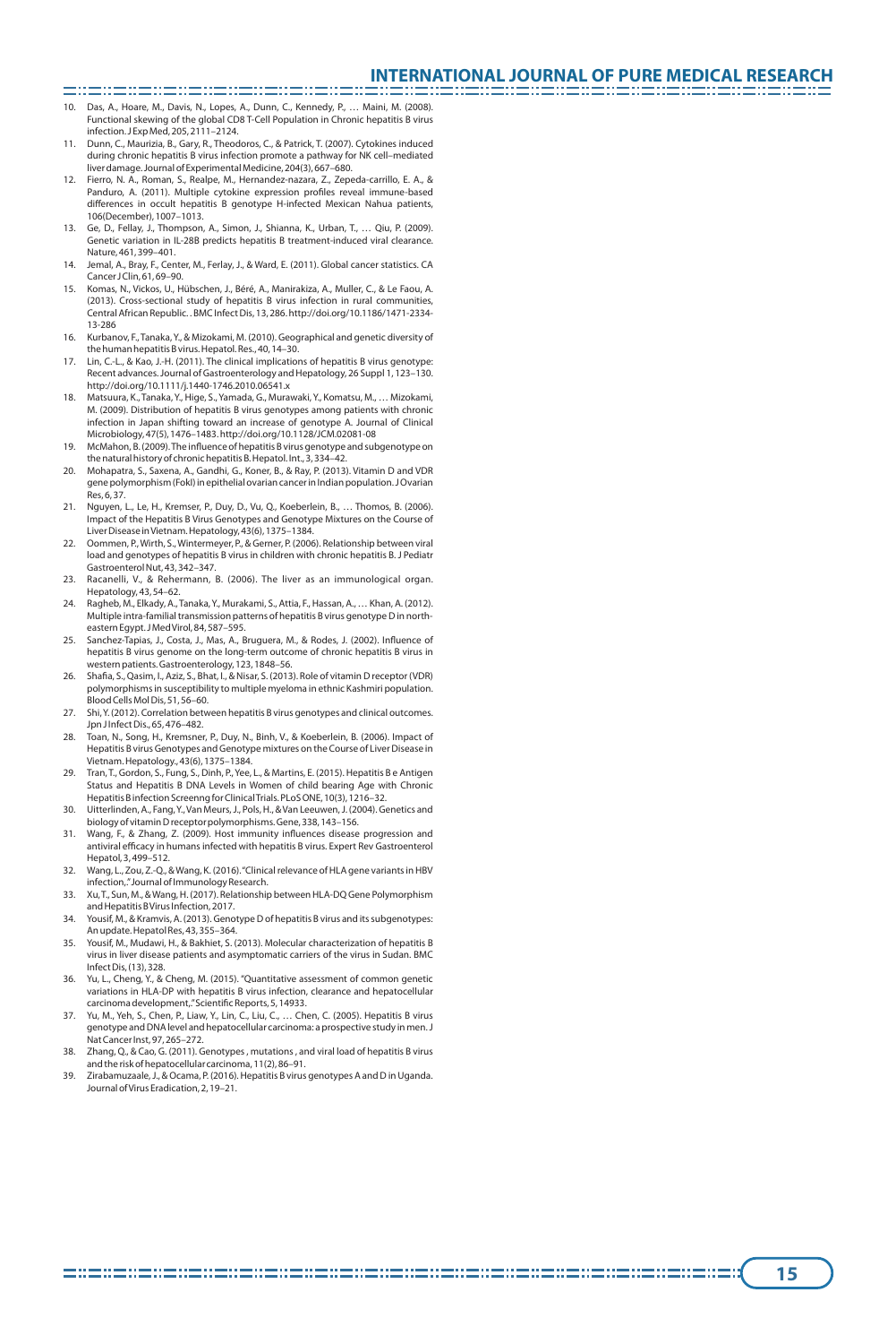10. Das, A., Hoare, M., Davis, N., Lopes, A., Dunn, C., Kennedy, P., … Maini, M. (2008). Functional skewing of the global CD8 T-Cell Population in Chronic hepatitis B virus infection. J Exp Med, 205, 2111–2124.
11. Dunn, C., Maurizia, B., Gary, R., Theodoros, C., & Patrick, T. (2007). Cytokines induced during chronic hepatitis B virus infection promote a pathway for NK cell–mediated liver damage. Journal of Experimental Medicine, 204(3), 667–680.
12. Fierro, N. A., Roman, S., Realpe, M., Hernandez-nazara, Z., Zepeda-carrillo, E. A., & Panduro, A. (2011). Multiple cytokine expression profiles reveal immune-based differences in occult hepatitis B genotype H-infected Mexican Nahua patients, 106(December), 1007–1013.
13. Ge, D., Fellay, J., Thompson, A., Simon, J., Shianna, K., Urban, T., … Qiu, P. (2009). Genetic variation in IL-28B predicts hepatitis B treatment-induced viral clearance. Nature, 461, 399–401.
14. Jemal, A., Bray, F., Center, M., Ferlay, J., & Ward, E. (2011). Global cancer statistics. CA Cancer J Clin, 61, 69–90.
15. Komas, N., Vickos, U., Hübschen, J., Béré, A., Manirakiza, A., Muller, C., & Le Faou, A. (2013). Cross-sectional study of hepatitis B virus infection in rural communities, Central African Republic. . BMC Infect Dis, 13, 286. http://doi.org/10.1186/1471-2334-13-286
16. Kurbanov, F., Tanaka, Y., & Mizokami, M. (2010). Geographical and genetic diversity of the human hepatitis B virus. Hepatol. Res., 40, 14–30.
17. Lin, C.-L., & Kao, J.-H. (2011). The clinical implications of hepatitis B virus genotype: Recent advances. Journal of Gastroenterology and Hepatology, 26 Suppl 1, 123–130. http://doi.org/10.1111/j.1440-1746.2010.06541.x
18. Matsuura, K., Tanaka, Y., Hige, S., Yamada, G., Murawaki, Y., Komatsu, M., … Mizokami, M. (2009). Distribution of hepatitis B virus genotypes among patients with chronic infection in Japan shifting toward an increase of genotype A. Journal of Clinical Microbiology, 47(5), 1476–1483. http://doi.org/10.1128/JCM.02081-08
19. McMahon, B. (2009). The influence of hepatitis B virus genotype and subgenotype on the natural history of chronic hepatitis B. Hepatol. Int., 3, 334–42.
20. Mohapatra, S., Saxena, A., Gandhi, G., Koner, B., & Ray, P. (2013). Vitamin D and VDR gene polymorphism (FokI) in epithelial ovarian cancer in Indian population. J Ovarian Res, 6, 37.
21. Nguyen, L., Le, H., Kremser, P., Duy, D., Vu, Q., Koeberlein, B., … Thomos, B. (2006). Impact of the Hepatitis B Virus Genotypes and Genotype Mixtures on the Course of Liver Disease in Vietnam. Hepatology, 43(6), 1375–1384.
22. Oommen, P., Wirth, S., Wintermeyer, P., & Gerner, P. (2006). Relationship between viral load and genotypes of hepatitis B virus in children with chronic hepatitis B. J Pediatr Gastroenterol Nut, 43, 342–347.
23. Racanelli, V., & Rehermann, B. (2006). The liver as an immunological organ. Hepatology, 43, 54–62.
24. Ragheb, M., Elkady, A., Tanaka, Y., Murakami, S., Attia, F., Hassan, A., … Khan, A. (2012). Multiple intra-familial transmission patterns of hepatitis B virus genotype D in north-eastern Egypt. J Med Virol, 84, 587–595.
25. Sanchez-Tapias, J., Costa, J., Mas, A., Bruguera, M., & Rodes, J. (2002). Influence of hepatitis B virus genome on the long-term outcome of chronic hepatitis B virus in western patients. Gastroenterology, 123, 1848–56.
26. Shafia, S., Qasim, I., Aziz, S., Bhat, I., & Nisar, S. (2013). Role of vitamin D receptor (VDR) polymorphisms in susceptibility to multiple myeloma in ethnic Kashmiri population. Blood Cells Mol Dis, 51, 56–60.
27. Shi, Y. (2012). Correlation between hepatitis B virus genotypes and clinical outcomes. Jpn J Infect Dis., 65, 476–482.
28. Toan, N., Song, H., Kremsner, P., Duy, N., Binh, V., & Koeberlein, B. (2006). Impact of Hepatitis B virus Genotypes and Genotype mixtures on the Course of Liver Disease in Vietnam. Hepatology., 43(6), 1375–1384.
29. Tran, T., Gordon, S., Fung, S., Dinh, P., Yee, L., & Martins, E. (2015). Hepatitis B e Antigen Status and Hepatitis B DNA Levels in Women of child bearing Age with Chronic Hepatitis B infection Screenng for Clinical Trials. PLoS ONE, 10(3), 1216–32.
30. Uitterlinden, A., Fang, Y., Van Meurs, J., Pols, H., & Van Leeuwen, J. (2004). Genetics and biology of vitamin D receptor polymorphisms. Gene, 338, 143–156.
31. Wang, F., & Zhang, Z. (2009). Host immunity influences disease progression and antiviral efficacy in humans infected with hepatitis B virus. Expert Rev Gastroenterol Hepatol, 3, 499–512.
32. Wang, L., Zou, Z.-Q., & Wang, K. (2016). "Clinical relevance of HLA gene variants in HBV infection,." Journal of Immunology Research.
33. Xu, T., Sun, M., & Wang, H. (2017). Relationship between HLA-DQ Gene Polymorphism and Hepatitis B Virus Infection, 2017.
34. Yousif, M., & Kramvis, A. (2013). Genotype D of hepatitis B virus and its subgenotypes: An update. Hepatol Res, 43, 355–364.
35. Yousif, M., Mudawi, H., & Bakhiet, S. (2013). Molecular characterization of hepatitis B virus in liver disease patients and asymptomatic carriers of the virus in Sudan. BMC Infect Dis, (13), 328.
36. Yu, L., Cheng, Y., & Cheng, M. (2015). "Quantitative assessment of common genetic variations in HLA-DP with hepatitis B virus infection, clearance and hepatocellular carcinoma development,." Scientific Reports, 5, 14933.
37. Yu, M., Yeh, S., Chen, P., Liaw, Y., Lin, C., Liu, C., … Chen, C. (2005). Hepatitis B virus genotype and DNA level and hepatocellular carcinoma: a prospective study in men. J Nat Cancer Inst, 97, 265–272.
38. Zhang, Q., & Cao, G. (2011). Genotypes , mutations , and viral load of hepatitis B virus and the risk of hepatocellular carcinoma, 11(2), 86–91.
39. Zirabamuzaale, J., & Ocama, P. (2016). Hepatitis B virus genotypes A and D in Uganda. Journal of Virus Eradication, 2, 19–21.